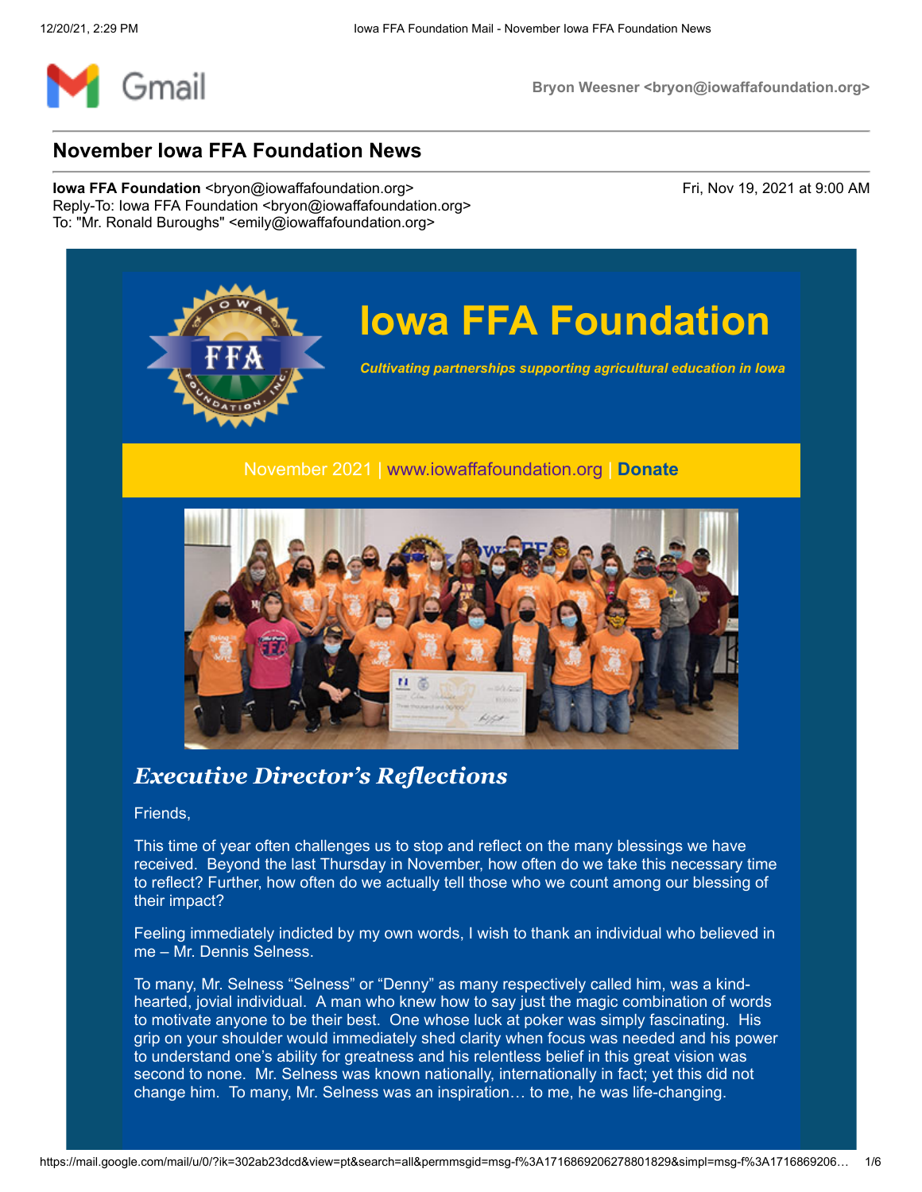Bryon Weesner <bryon@iowaffafoundation.org>

## November Iowa FFA Foundation News

**Iowa FFA Foundation** <bryon@iowaffafoundation.org>
Reply-To: Iowa FFA Foundation <bryon@iowaffafoundation.org>
To: "Mr. Ronald Buroughs" <emily@iowaffafoundation.org>

Fri, Nov 19, 2021 at 9:00 AM

# Iowa FFA Foundation

***Cultivating partnerships supporting agricultural education in Iowa***

November 2021 | www.iowaffafoundation.org | **Donate**

## *Executive Director's Reflections*

Friends,

This time of year often challenges us to stop and reflect on the many blessings we have received. Beyond the last Thursday in November, how often do we take this necessary time to reflect? Further, how often do we actually tell those who we count among our blessing of their impact?

Feeling immediately indicted by my own words, I wish to thank an individual who believed in me – Mr. Dennis Selness.

To many, Mr. Selness "Selness" or "Denny" as many respectively called him, was a kind-hearted, jovial individual. A man who knew how to say just the magic combination of words to motivate anyone to be their best. One whose luck at poker was simply fascinating. His grip on your shoulder would immediately shed clarity when focus was needed and his power to understand one's ability for greatness and his relentless belief in this great vision was second to none. Mr. Selness was known nationally, internationally in fact; yet this did not change him. To many, Mr. Selness was an inspiration… to me, he was life-changing.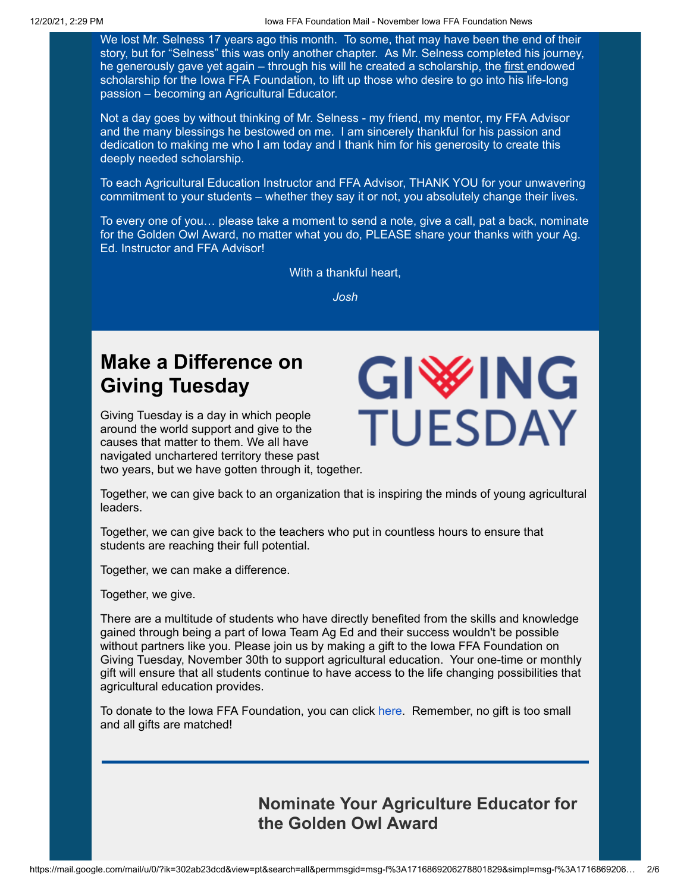We lost Mr. Selness 17 years ago this month. To some, that may have been the end of their story, but for "Selness" this was only another chapter. As Mr. Selness completed his journey, he generously gave yet again – through his will he created a scholarship, the first endowed scholarship for the Iowa FFA Foundation, to lift up those who desire to go into his life-long passion – becoming an Agricultural Educator.

Not a day goes by without thinking of Mr. Selness - my friend, my mentor, my FFA Advisor and the many blessings he bestowed on me. I am sincerely thankful for his passion and dedication to making me who I am today and I thank him for his generosity to create this deeply needed scholarship.

To each Agricultural Education Instructor and FFA Advisor, THANK YOU for your unwavering commitment to your students – whether they say it or not, you absolutely change their lives.

To every one of you… please take a moment to send a note, give a call, pat a back, nominate for the Golden Owl Award, no matter what you do, PLEASE share your thanks with your Ag. Ed. Instructor and FFA Advisor!

With a thankful heart,

*Josh*

## Make a Difference on Giving Tuesday

GIVING TUESDAY

Giving Tuesday is a day in which people around the world support and give to the causes that matter to them. We all have navigated unchartered territory these past two years, but we have gotten through it, together.

Together, we can give back to an organization that is inspiring the minds of young agricultural leaders.

Together, we can give back to the teachers who put in countless hours to ensure that students are reaching their full potential.

Together, we can make a difference.

Together, we give.

There are a multitude of students who have directly benefited from the skills and knowledge gained through being a part of Iowa Team Ag Ed and their success wouldn't be possible without partners like you. Please join us by making a gift to the Iowa FFA Foundation on Giving Tuesday, November 30th to support agricultural education. Your one-time or monthly gift will ensure that all students continue to have access to the life changing possibilities that agricultural education provides.

To donate to the Iowa FFA Foundation, you can click here. Remember, no gift is too small and all gifts are matched!

---

## Nominate Your Agriculture Educator for the Golden Owl Award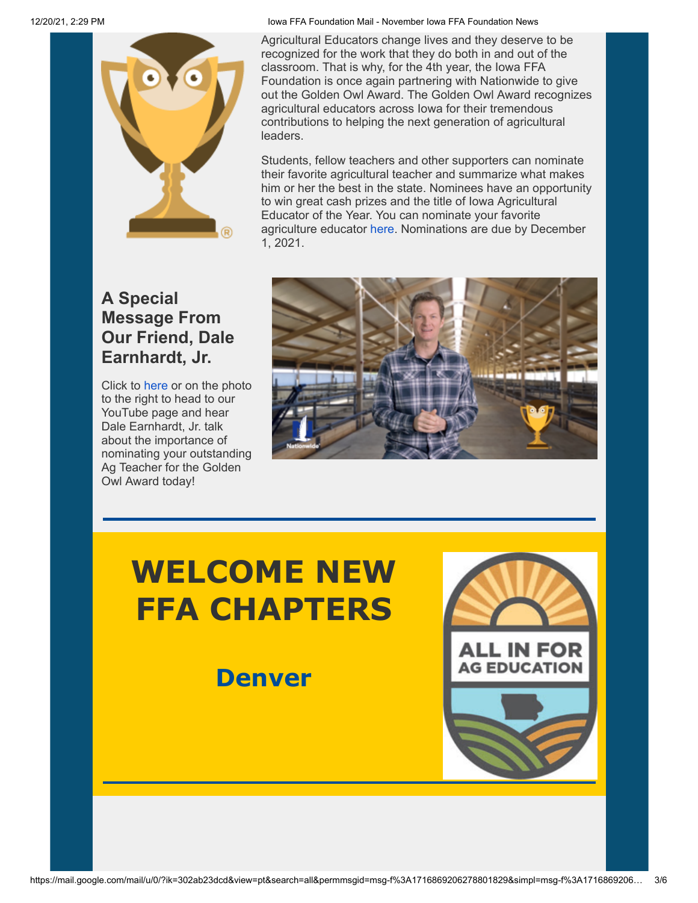Agricultural Educators change lives and they deserve to be recognized for the work that they do both in and out of the classroom. That is why, for the 4th year, the Iowa FFA Foundation is once again partnering with Nationwide to give out the Golden Owl Award. The Golden Owl Award recognizes agricultural educators across Iowa for their tremendous contributions to helping the next generation of agricultural leaders.

Students, fellow teachers and other supporters can nominate their favorite agricultural teacher and summarize what makes him or her the best in the state. Nominees have an opportunity to win great cash prizes and the title of Iowa Agricultural Educator of the Year. You can nominate your favorite agriculture educator here. Nominations are due by December 1, 2021.

## A Special Message From Our Friend, Dale Earnhardt, Jr.

Click to here or on the photo to the right to head to our YouTube page and hear Dale Earnhardt, Jr. talk about the importance of nominating your outstanding Ag Teacher for the Golden Owl Award today!

# WELCOME NEW FFA CHAPTERS

## Denver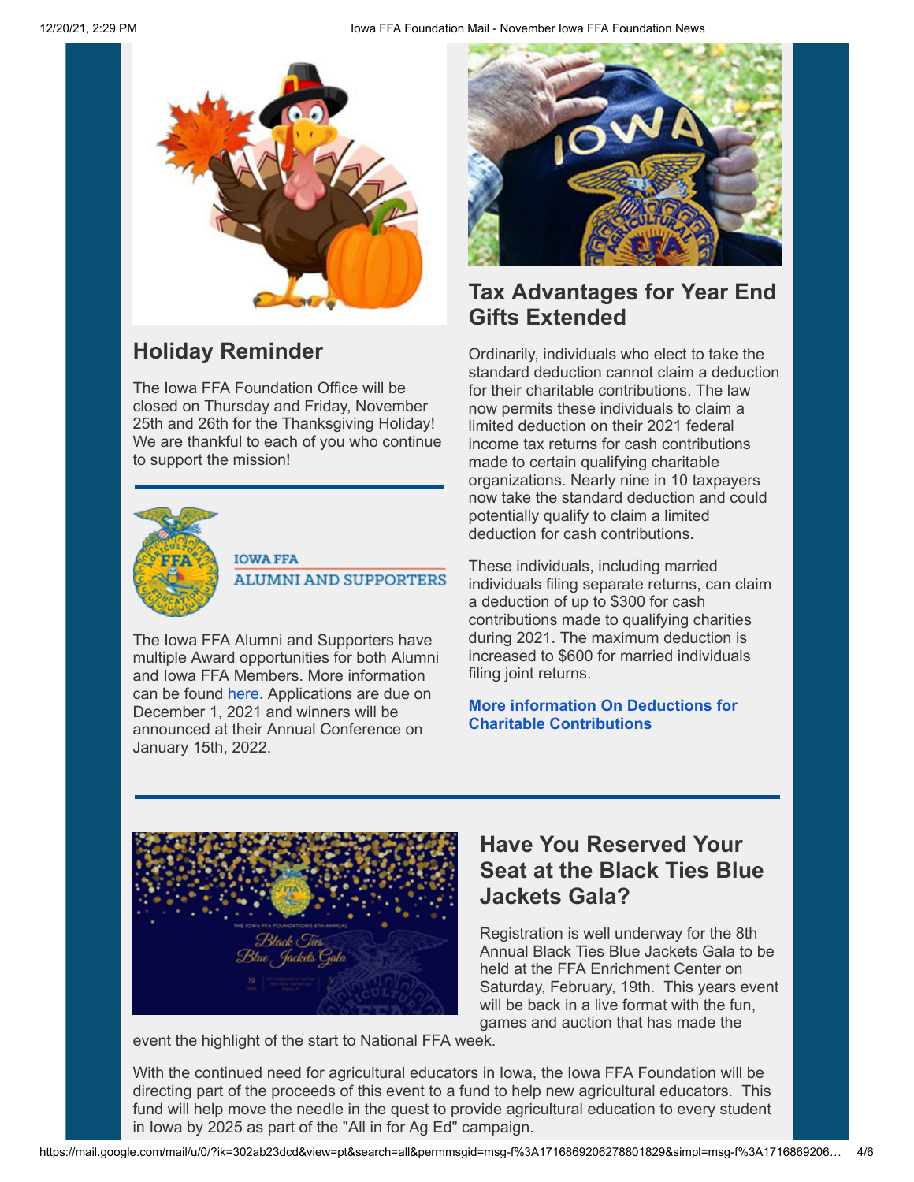## Holiday Reminder

The Iowa FFA Foundation Office will be closed on Thursday and Friday, November 25th and 26th for the Thanksgiving Holiday! We are thankful to each of you who continue to support the mission!

IOWA FFA
ALUMNI AND SUPPORTERS

The Iowa FFA Alumni and Supporters have multiple Award opportunities for both Alumni and Iowa FFA Members. More information can be found here. Applications are due on December 1, 2021 and winners will be announced at their Annual Conference on January 15th, 2022.

## Tax Advantages for Year End Gifts Extended

Ordinarily, individuals who elect to take the standard deduction cannot claim a deduction for their charitable contributions. The law now permits these individuals to claim a limited deduction on their 2021 federal income tax returns for cash contributions made to certain qualifying charitable organizations. Nearly nine in 10 taxpayers now take the standard deduction and could potentially qualify to claim a limited deduction for cash contributions.

These individuals, including married individuals filing separate returns, can claim a deduction of up to $300 for cash contributions made to qualifying charities during 2021. The maximum deduction is increased to $600 for married individuals filing joint returns.

**More information On Deductions for Charitable Contributions**

## Have You Reserved Your Seat at the Black Ties Blue Jackets Gala?

Registration is well underway for the 8th Annual Black Ties Blue Jackets Gala to be held at the FFA Enrichment Center on Saturday, February, 19th. This years event will be back in a live format with the fun, games and auction that has made the event the highlight of the start to National FFA week.

With the continued need for agricultural educators in Iowa, the Iowa FFA Foundation will be directing part of the proceeds of this event to a fund to help new agricultural educators. This fund will help move the needle in the quest to provide agricultural education to every student in Iowa by 2025 as part of the "All in for Ag Ed" campaign.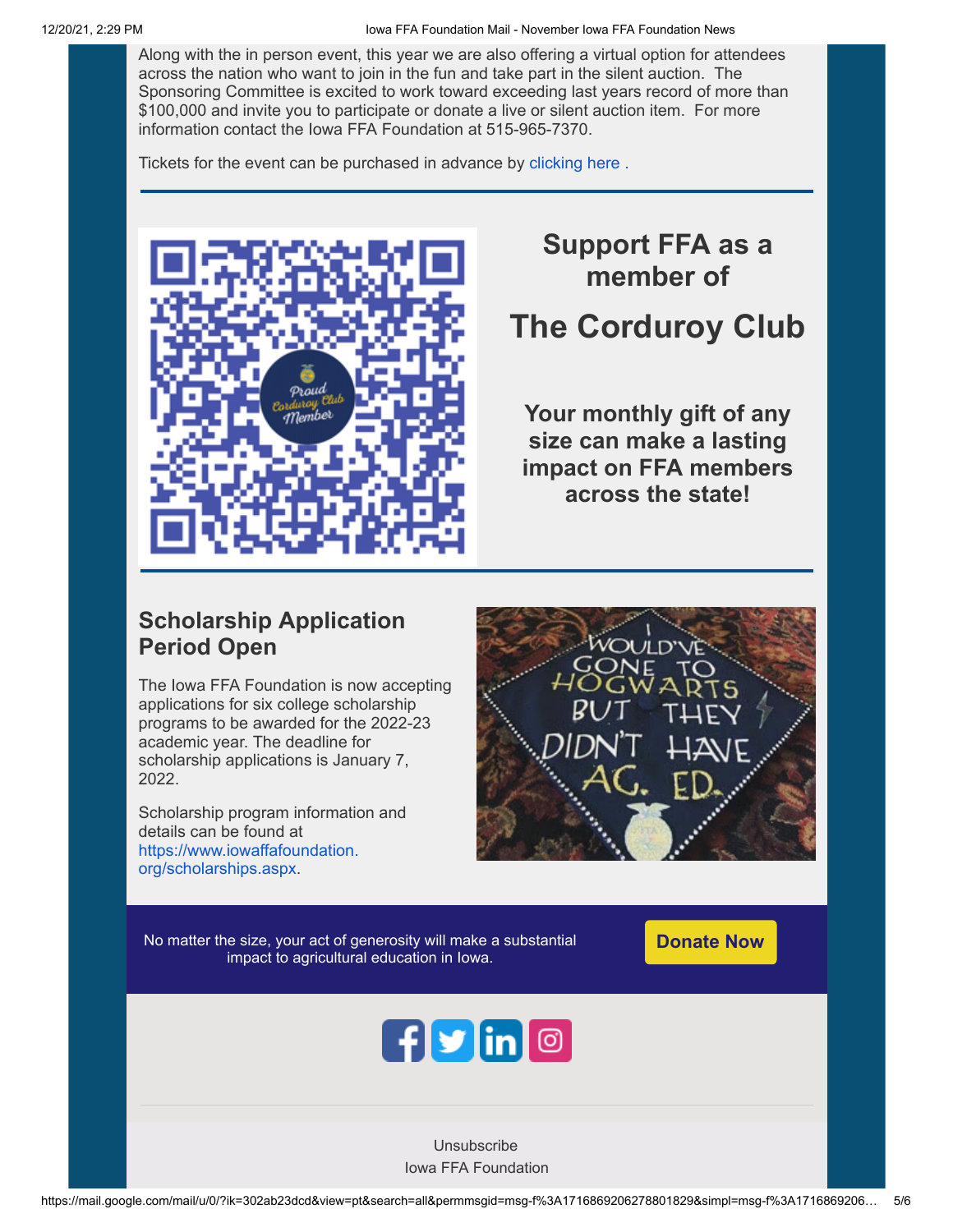Along with the in person event, this year we are also offering a virtual option for attendees across the nation who want to join in the fun and take part in the silent auction. The Sponsoring Committee is excited to work toward exceeding last years record of more than $100,000 and invite you to participate or donate a live or silent auction item. For more information contact the Iowa FFA Foundation at 515-965-7370.

Tickets for the event can be purchased in advance by clicking here .

## Support FFA as a member of

# The Corduroy Club

**Your monthly gift of any size can make a lasting impact on FFA members across the state!**

## Scholarship Application Period Open

The Iowa FFA Foundation is now accepting applications for six college scholarship programs to be awarded for the 2022-23 academic year. The deadline for scholarship applications is January 7, 2022.

Scholarship program information and details can be found at https://www.iowaffafoundation.org/scholarships.aspx.

No matter the size, your act of generosity will make a substantial impact to agricultural education in Iowa.

**Donate Now**

Unsubscribe
Iowa FFA Foundation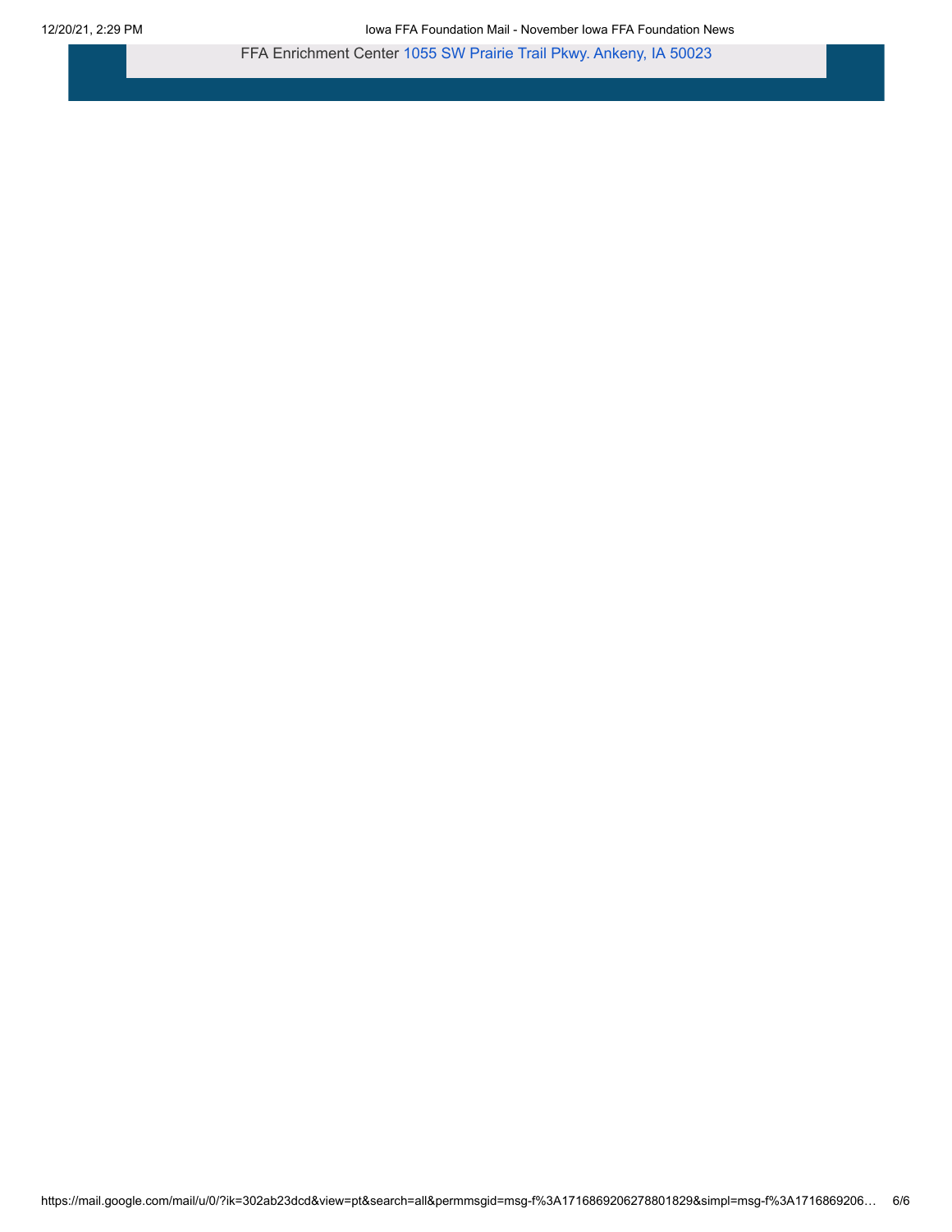FFA Enrichment Center 1055 SW Prairie Trail Pkwy. Ankeny, IA 50023